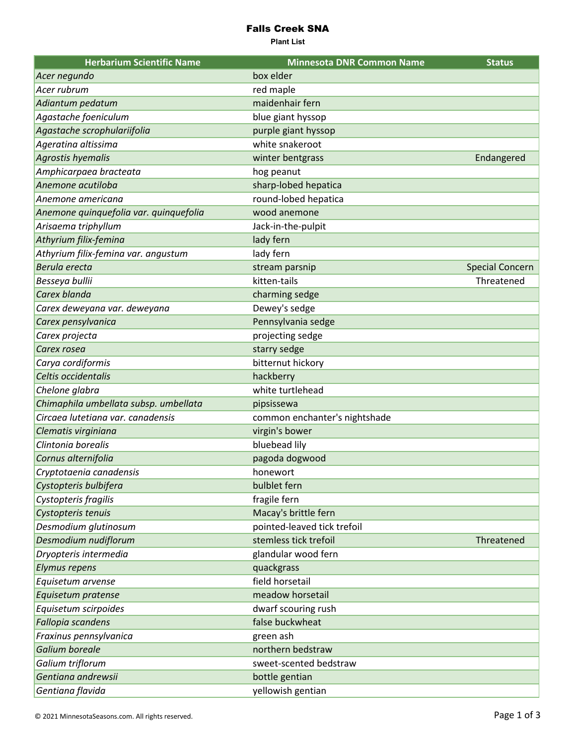# Falls Creek SNA

**Plant List**

| Herbarium Scientific Name | Minnesota DNR Common Name | Status |
|---|---|---|
| *Acer negundo* | box elder | |
| *Acer rubrum* | red maple | |
| *Adiantum pedatum* | maidenhair fern | |
| *Agastache foeniculum* | blue giant hyssop | |
| *Agastache scrophulariifolia* | purple giant hyssop | |
| *Ageratina altissima* | white snakeroot | |
| *Agrostis hyemalis* | winter bentgrass | Endangered |
| *Amphicarpaea bracteata* | hog peanut | |
| *Anemone acutiloba* | sharp-lobed hepatica | |
| *Anemone americana* | round-lobed hepatica | |
| *Anemone quinquefolia var. quinquefolia* | wood anemone | |
| *Arisaema triphyllum* | Jack-in-the-pulpit | |
| *Athyrium filix-femina* | lady fern | |
| *Athyrium filix-femina var. angustum* | lady fern | |
| *Berula erecta* | stream parsnip | Special Concern |
| *Besseya bullii* | kitten-tails | Threatened |
| *Carex blanda* | charming sedge | |
| *Carex deweyana var. deweyana* | Dewey's sedge | |
| *Carex pensylvanica* | Pennsylvania sedge | |
| *Carex projecta* | projecting sedge | |
| *Carex rosea* | starry sedge | |
| *Carya cordiformis* | bitternut hickory | |
| *Celtis occidentalis* | hackberry | |
| *Chelone glabra* | white turtlehead | |
| *Chimaphila umbellata subsp. umbellata* | pipsissewa | |
| *Circaea lutetiana var. canadensis* | common enchanter's nightshade | |
| *Clematis virginiana* | virgin's bower | |
| *Clintonia borealis* | bluebead lily | |
| *Cornus alternifolia* | pagoda dogwood | |
| *Cryptotaenia canadensis* | honewort | |
| *Cystopteris bulbifera* | bulblet fern | |
| *Cystopteris fragilis* | fragile fern | |
| *Cystopteris tenuis* | Macay's brittle fern | |
| *Desmodium glutinosum* | pointed-leaved tick trefoil | |
| *Desmodium nudiflorum* | stemless tick trefoil | Threatened |
| *Dryopteris intermedia* | glandular wood fern | |
| *Elymus repens* | quackgrass | |
| *Equisetum arvense* | field horsetail | |
| *Equisetum pratense* | meadow horsetail | |
| *Equisetum scirpoides* | dwarf scouring rush | |
| *Fallopia scandens* | false buckwheat | |
| *Fraxinus pennsylvanica* | green ash | |
| *Galium boreale* | northern bedstraw | |
| *Galium triflorum* | sweet-scented bedstraw | |
| *Gentiana andrewsii* | bottle gentian | |
| *Gentiana flavida* | yellowish gentian | |

© 2021 MinnesotaSeasons.com. All rights reserved.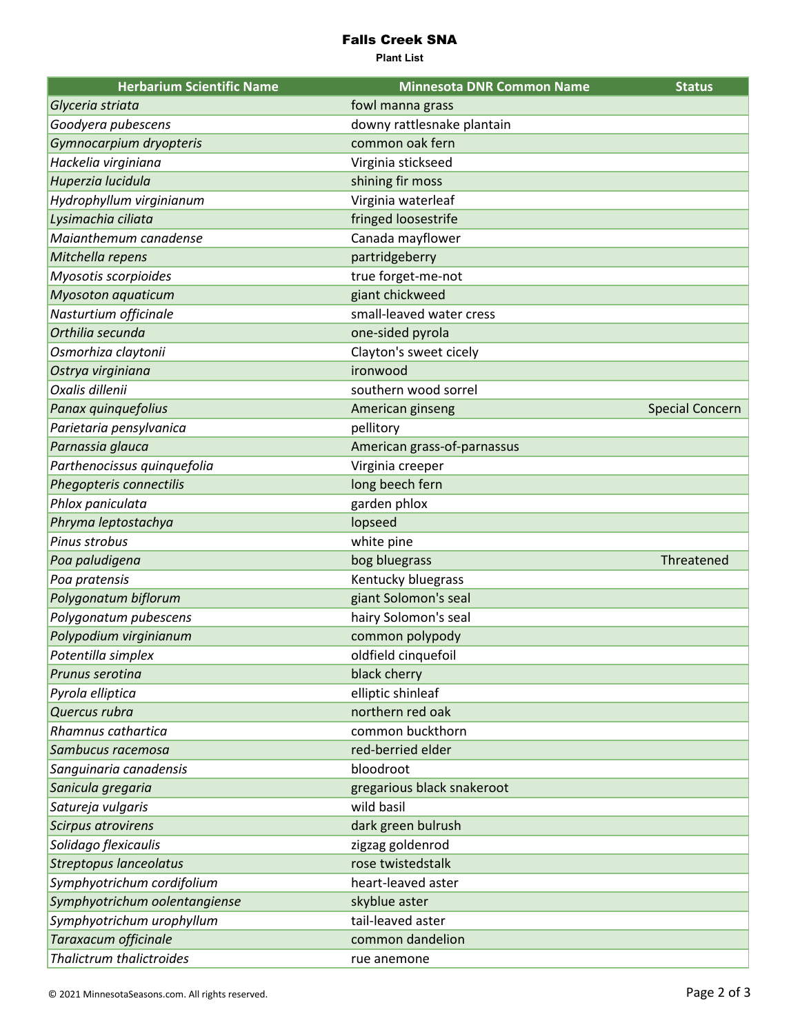# Falls Creek SNA

**Plant List**

| Herbarium Scientific Name | Minnesota DNR Common Name | Status |
|---|---|---|
| *Glyceria striata* | fowl manna grass | |
| *Goodyera pubescens* | downy rattlesnake plantain | |
| *Gymnocarpium dryopteris* | common oak fern | |
| *Hackelia virginiana* | Virginia stickseed | |
| *Huperzia lucidula* | shining fir moss | |
| *Hydrophyllum virginianum* | Virginia waterleaf | |
| *Lysimachia ciliata* | fringed loosestrife | |
| *Maianthemum canadense* | Canada mayflower | |
| *Mitchella repens* | partridgeberry | |
| *Myosotis scorpioides* | true forget-me-not | |
| *Myosoton aquaticum* | giant chickweed | |
| *Nasturtium officinale* | small-leaved water cress | |
| *Orthilia secunda* | one-sided pyrola | |
| *Osmorhiza claytonii* | Clayton's sweet cicely | |
| *Ostrya virginiana* | ironwood | |
| *Oxalis dillenii* | southern wood sorrel | |
| *Panax quinquefolius* | American ginseng | Special Concern |
| *Parietaria pensylvanica* | pellitory | |
| *Parnassia glauca* | American grass-of-parnassus | |
| *Parthenocissus quinquefolia* | Virginia creeper | |
| *Phegopteris connectilis* | long beech fern | |
| *Phlox paniculata* | garden phlox | |
| *Phryma leptostachya* | lopseed | |
| *Pinus strobus* | white pine | |
| *Poa paludigena* | bog bluegrass | Threatened |
| *Poa pratensis* | Kentucky bluegrass | |
| *Polygonatum biflorum* | giant Solomon's seal | |
| *Polygonatum pubescens* | hairy Solomon's seal | |
| *Polypodium virginianum* | common polypody | |
| *Potentilla simplex* | oldfield cinquefoil | |
| *Prunus serotina* | black cherry | |
| *Pyrola elliptica* | elliptic shinleaf | |
| *Quercus rubra* | northern red oak | |
| *Rhamnus cathartica* | common buckthorn | |
| *Sambucus racemosa* | red-berried elder | |
| *Sanguinaria canadensis* | bloodroot | |
| *Sanicula gregaria* | gregarious black snakeroot | |
| *Satureja vulgaris* | wild basil | |
| *Scirpus atrovirens* | dark green bulrush | |
| *Solidago flexicaulis* | zigzag goldenrod | |
| *Streptopus lanceolatus* | rose twistedstalk | |
| *Symphyotrichum cordifolium* | heart-leaved aster | |
| *Symphyotrichum oolentangiense* | skyblue aster | |
| *Symphyotrichum urophyllum* | tail-leaved aster | |
| *Taraxacum officinale* | common dandelion | |
| *Thalictrum thalictroides* | rue anemone | |

© 2021 MinnesotaSeasons.com. All rights reserved.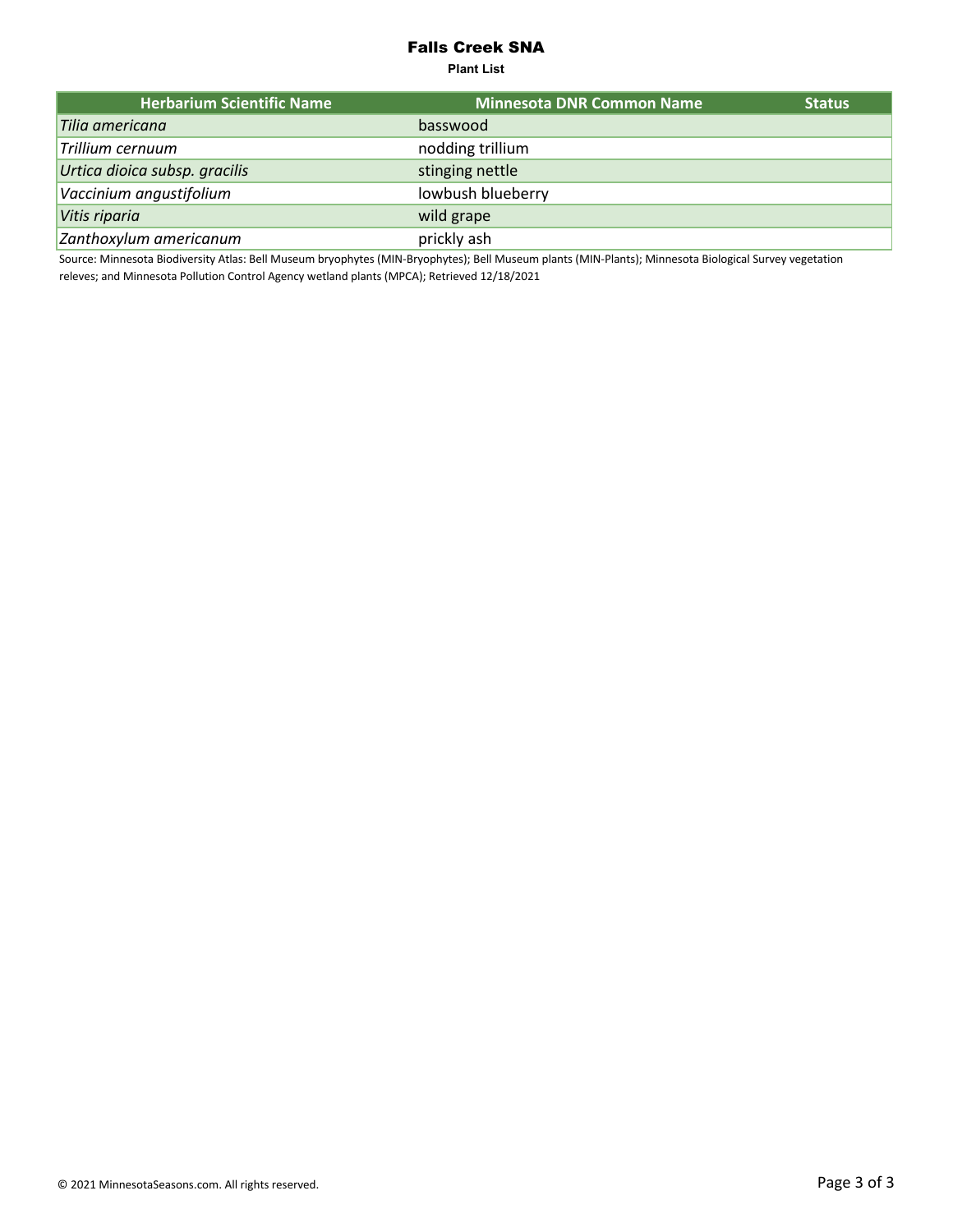# Falls Creek SNA

**Plant List**

| Herbarium Scientific Name | Minnesota DNR Common Name | Status |
|---|---|---|
| *Tilia americana* | basswood | |
| *Trillium cernuum* | nodding trillium | |
| *Urtica dioica subsp. gracilis* | stinging nettle | |
| *Vaccinium angustifolium* | lowbush blueberry | |
| *Vitis riparia* | wild grape | |
| *Zanthoxylum americanum* | prickly ash | |

Source: Minnesota Biodiversity Atlas: Bell Museum bryophytes (MIN-Bryophytes); Bell Museum plants (MIN-Plants); Minnesota Biological Survey vegetation releves; and Minnesota Pollution Control Agency wetland plants (MPCA); Retrieved 12/18/2021

© 2021 MinnesotaSeasons.com. All rights reserved.